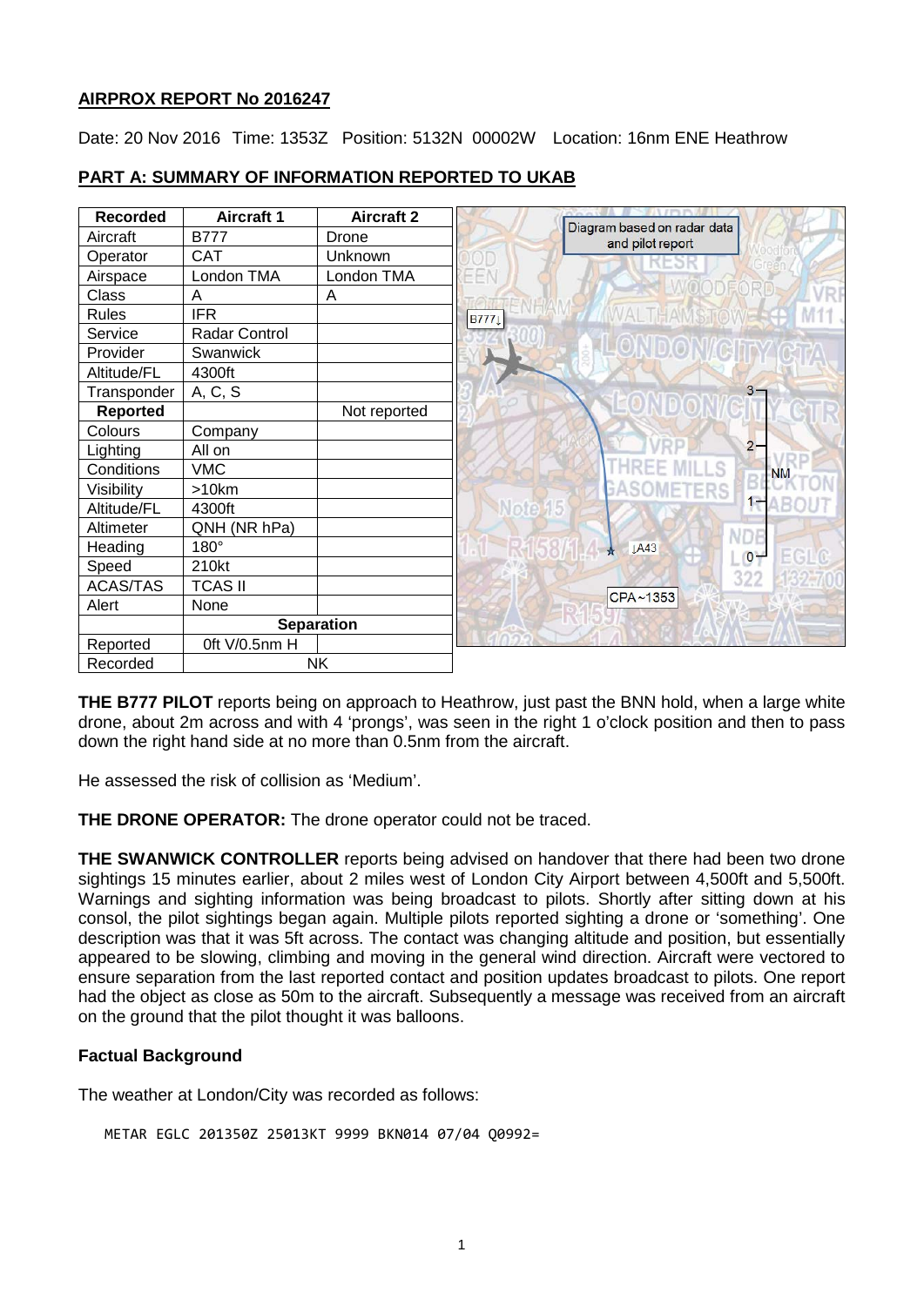## AIRPROX REPORT No 2016247

Date: 20 Nov 2016 Time: 1353Z Position: 5132N 00002W Location: 16nm ENE Heathrow

## PART A: SUMMARY OF INFORMATION REPORTED TO UKAB

| Recorded | Aircraft 1 | Aircraft 2 |
|---|---|---|
| Aircraft | B777 | Drone |
| Operator | CAT | Unknown |
| Airspace | London TMA | London TMA |
| Class | A | A |
| Rules | IFR | |
| Service | Radar Control | |
| Provider | Swanwick | |
| Altitude/FL | 4300ft | |
| Transponder | A, C, S | |
| **Reported** | | Not reported |
| Colours | Company | |
| Lighting | All on | |
| Conditions | VMC | |
| Visibility | >10km | |
| Altitude/FL | 4300ft | |
| Altimeter | QNH (NR hPa) | |
| Heading | 180° | |
| Speed | 210kt | |
| ACAS/TAS | TCAS II | |
| Alert | None | |
| | **Separation** | |
| Reported | 0ft V/0.5nm H | |
| Recorded | NK | |

Diagram based on radar data and pilot report

**THE B777 PILOT** reports being on approach to Heathrow, just past the BNN hold, when a large white drone, about 2m across and with 4 'prongs', was seen in the right 1 o'clock position and then to pass down the right hand side at no more than 0.5nm from the aircraft.

He assessed the risk of collision as 'Medium'.

**THE DRONE OPERATOR:** The drone operator could not be traced.

**THE SWANWICK CONTROLLER** reports being advised on handover that there had been two drone sightings 15 minutes earlier, about 2 miles west of London City Airport between 4,500ft and 5,500ft. Warnings and sighting information was being broadcast to pilots. Shortly after sitting down at his consol, the pilot sightings began again. Multiple pilots reported sighting a drone or 'something'. One description was that it was 5ft across. The contact was changing altitude and position, but essentially appeared to be slowing, climbing and moving in the general wind direction. Aircraft were vectored to ensure separation from the last reported contact and position updates broadcast to pilots. One report had the object as close as 50m to the aircraft. Subsequently a message was received from an aircraft on the ground that the pilot thought it was balloons.

### Factual Background

The weather at London/City was recorded as follows:

```
METAR EGLC 201350Z 25013KT 9999 BKN014 07/04 Q0992=
```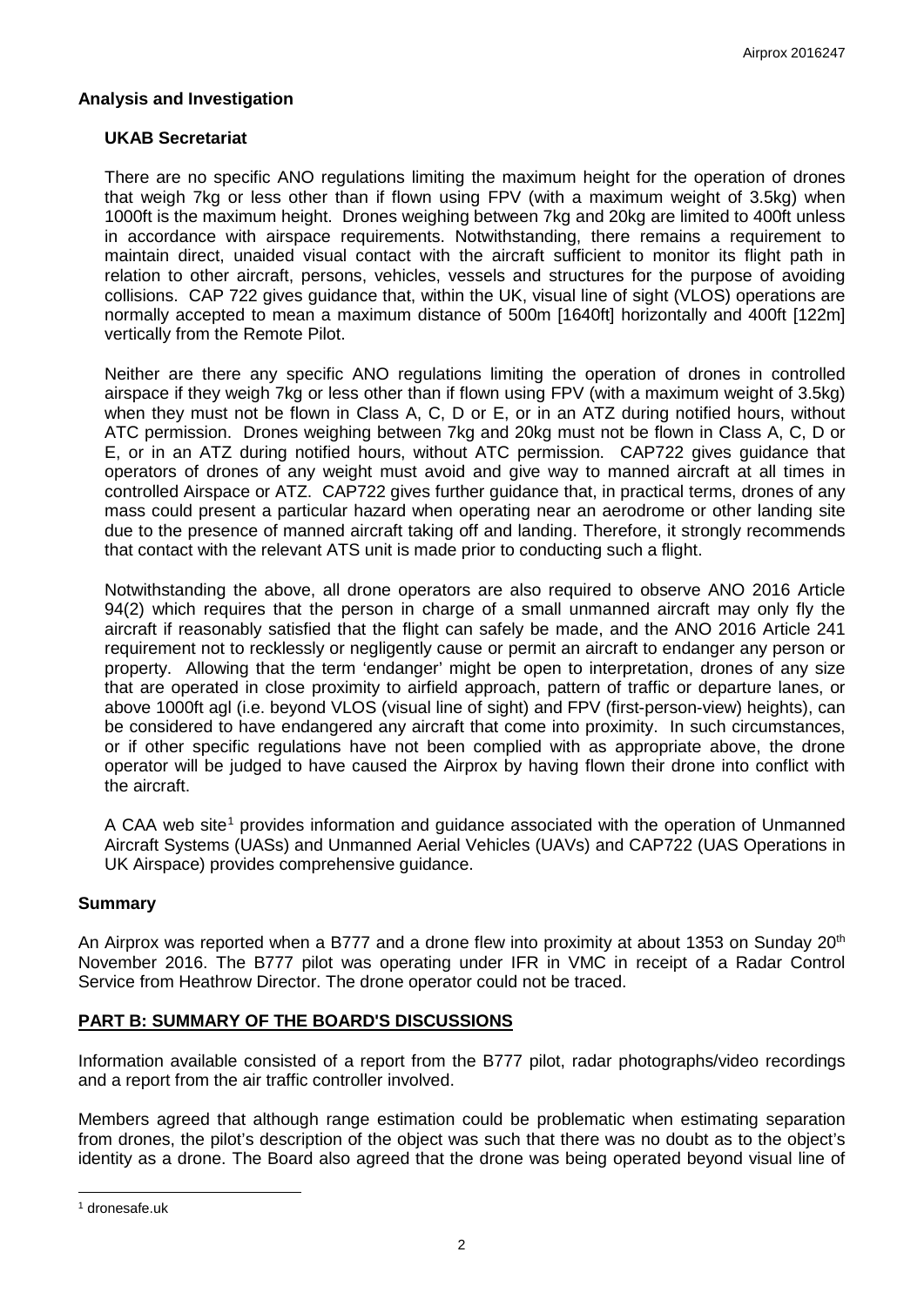### Analysis and Investigation

#### UKAB Secretariat

There are no specific ANO regulations limiting the maximum height for the operation of drones that weigh 7kg or less other than if flown using FPV (with a maximum weight of 3.5kg) when 1000ft is the maximum height. Drones weighing between 7kg and 20kg are limited to 400ft unless in accordance with airspace requirements. Notwithstanding, there remains a requirement to maintain direct, unaided visual contact with the aircraft sufficient to monitor its flight path in relation to other aircraft, persons, vehicles, vessels and structures for the purpose of avoiding collisions. CAP 722 gives guidance that, within the UK, visual line of sight (VLOS) operations are normally accepted to mean a maximum distance of 500m [1640ft] horizontally and 400ft [122m] vertically from the Remote Pilot.

Neither are there any specific ANO regulations limiting the operation of drones in controlled airspace if they weigh 7kg or less other than if flown using FPV (with a maximum weight of 3.5kg) when they must not be flown in Class A, C, D or E, or in an ATZ during notified hours, without ATC permission. Drones weighing between 7kg and 20kg must not be flown in Class A, C, D or E, or in an ATZ during notified hours, without ATC permission. CAP722 gives guidance that operators of drones of any weight must avoid and give way to manned aircraft at all times in controlled Airspace or ATZ. CAP722 gives further guidance that, in practical terms, drones of any mass could present a particular hazard when operating near an aerodrome or other landing site due to the presence of manned aircraft taking off and landing. Therefore, it strongly recommends that contact with the relevant ATS unit is made prior to conducting such a flight.

Notwithstanding the above, all drone operators are also required to observe ANO 2016 Article 94(2) which requires that the person in charge of a small unmanned aircraft may only fly the aircraft if reasonably satisfied that the flight can safely be made, and the ANO 2016 Article 241 requirement not to recklessly or negligently cause or permit an aircraft to endanger any person or property. Allowing that the term 'endanger' might be open to interpretation, drones of any size that are operated in close proximity to airfield approach, pattern of traffic or departure lanes, or above 1000ft agl (i.e. beyond VLOS (visual line of sight) and FPV (first-person-view) heights), can be considered to have endangered any aircraft that come into proximity. In such circumstances, or if other specific regulations have not been complied with as appropriate above, the drone operator will be judged to have caused the Airprox by having flown their drone into conflict with the aircraft.

A CAA web site[1] provides information and guidance associated with the operation of Unmanned Aircraft Systems (UASs) and Unmanned Aerial Vehicles (UAVs) and CAP722 (UAS Operations in UK Airspace) provides comprehensive guidance.

### Summary

An Airprox was reported when a B777 and a drone flew into proximity at about 1353 on Sunday 20th November 2016. The B777 pilot was operating under IFR in VMC in receipt of a Radar Control Service from Heathrow Director. The drone operator could not be traced.

## PART B: SUMMARY OF THE BOARD'S DISCUSSIONS

Information available consisted of a report from the B777 pilot, radar photographs/video recordings and a report from the air traffic controller involved.

Members agreed that although range estimation could be problematic when estimating separation from drones, the pilot's description of the object was such that there was no doubt as to the object's identity as a drone. The Board also agreed that the drone was being operated beyond visual line of

[1] dronesafe.uk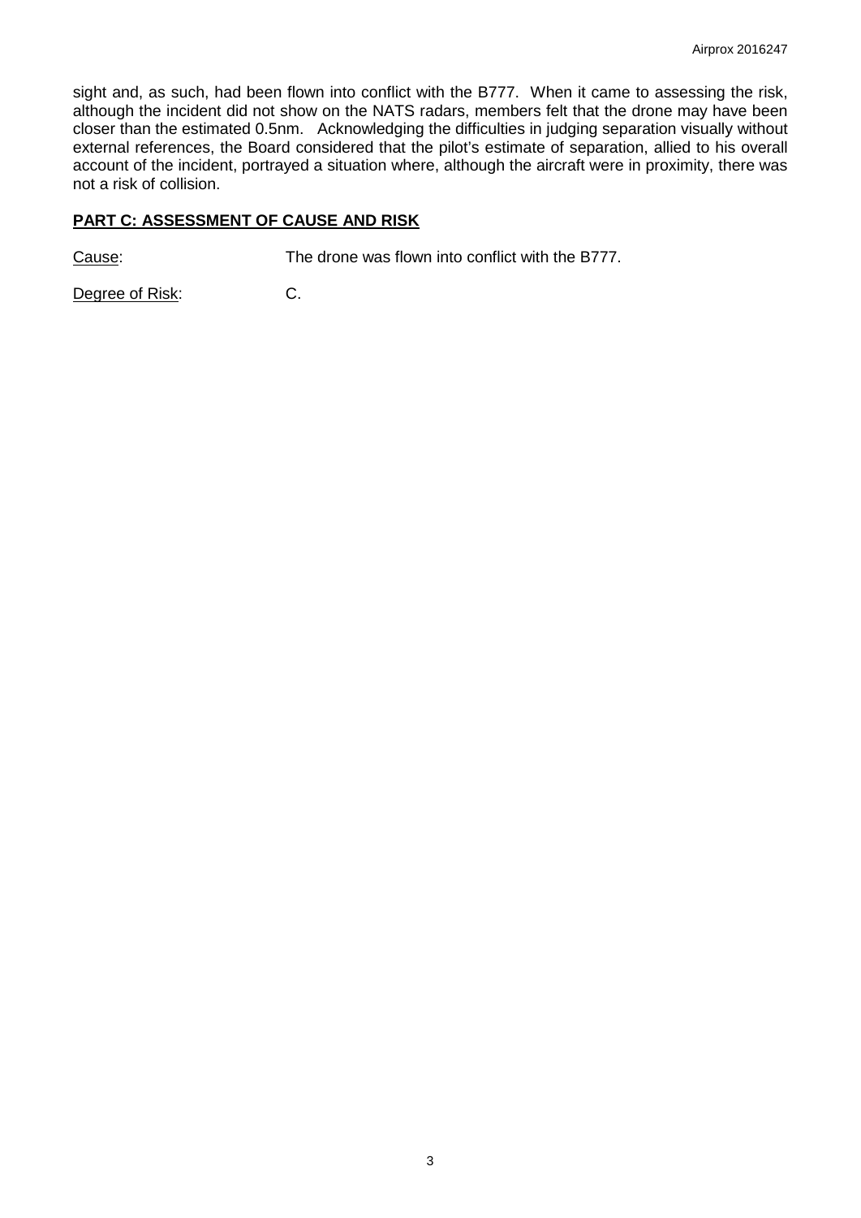sight and, as such, had been flown into conflict with the B777. When it came to assessing the risk, although the incident did not show on the NATS radars, members felt that the drone may have been closer than the estimated 0.5nm. Acknowledging the difficulties in judging separation visually without external references, the Board considered that the pilot's estimate of separation, allied to his overall account of the incident, portrayed a situation where, although the aircraft were in proximity, there was not a risk of collision.

## PART C: ASSESSMENT OF CAUSE AND RISK

Cause: The drone was flown into conflict with the B777.

Degree of Risk: C.